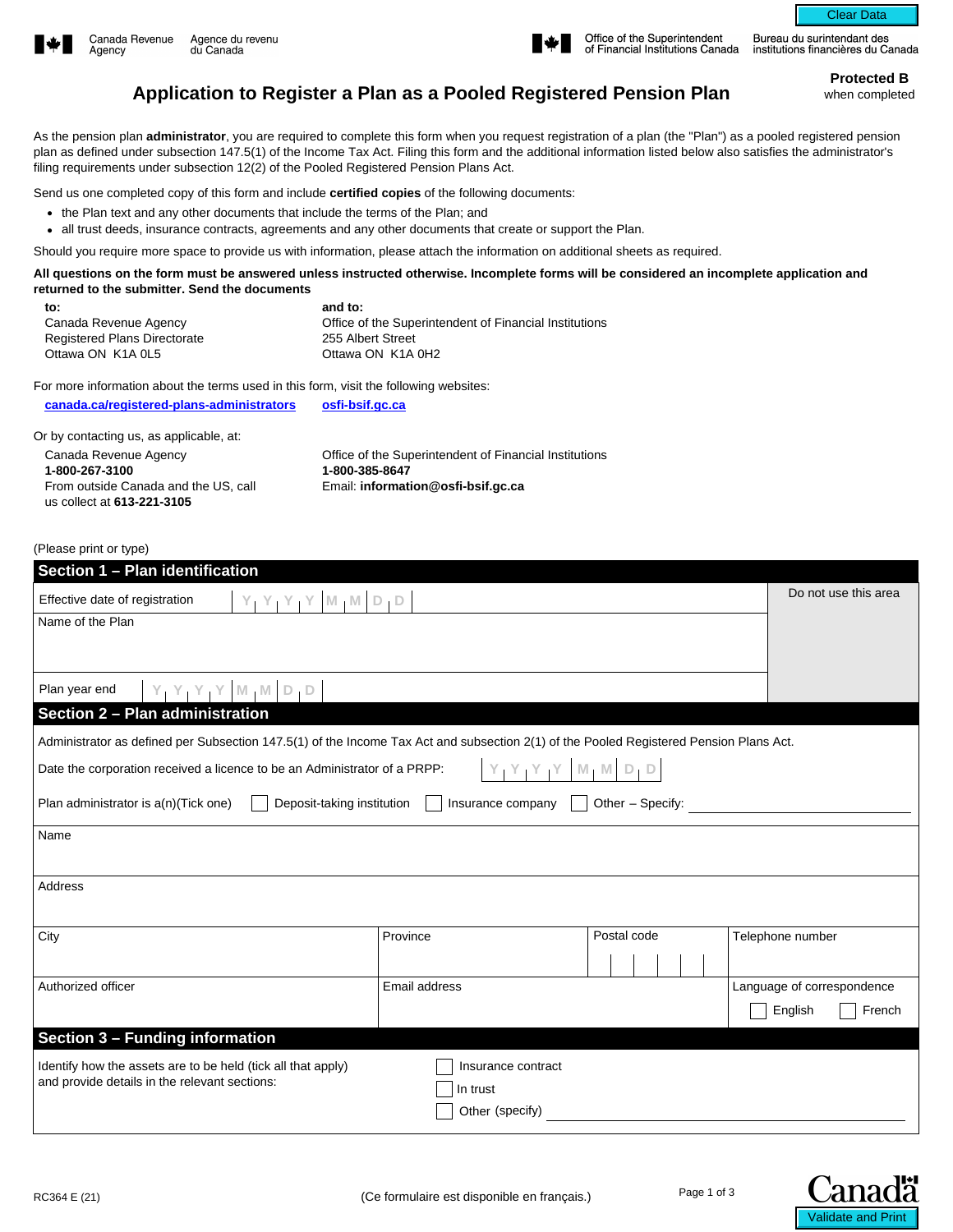Canada Revenue Agency / Agence du revenu du Canada

Office of the Superintendent of Financial Institutions Canada / Bureau du surintendant des institutions financières du Canada

**Protected B** when completed

# Application to Register a Plan as a Pooled Registered Pension Plan

As the pension plan **administrator**, you are required to complete this form when you request registration of a plan (the "Plan") as a pooled registered pension plan as defined under subsection 147.5(1) of the Income Tax Act. Filing this form and the additional information listed below also satisfies the administrator's filing requirements under subsection 12(2) of the Pooled Registered Pension Plans Act.

Send us one completed copy of this form and include **certified copies** of the following documents:

- the Plan text and any other documents that include the terms of the Plan; and
- all trust deeds, insurance contracts, agreements and any other documents that create or support the Plan.

Should you require more space to provide us with information, please attach the information on additional sheets as required.

**All questions on the form must be answered unless instructed otherwise. Incomplete forms will be considered an incomplete application and returned to the submitter. Send the documents**

**to:**
Canada Revenue Agency
Registered Plans Directorate
Ottawa ON K1A 0L5

**and to:**
Office of the Superintendent of Financial Institutions
255 Albert Street
Ottawa ON K1A 0H2

For more information about the terms used in this form, visit the following websites:

**canada.ca/registered-plans-administrators** **osfi-bsif.gc.ca**

Or by contacting us, as applicable, at:

Canada Revenue Agency
**1-800-267-3100**
From outside Canada and the US, call us collect at **613-221-3105**

Office of the Superintendent of Financial Institutions
**1-800-385-8647**
Email: **information@osfi-bsif.gc.ca**

(Please print or type)

## Section 1 – Plan identification

Effective date of registration: YYYYMMDD

Do not use this area

Name of the Plan

Plan year end: YYYYMMDD

## Section 2 – Plan administration

Administrator as defined per Subsection 147.5(1) of the Income Tax Act and subsection 2(1) of the Pooled Registered Pension Plans Act.

Date the corporation received a licence to be an Administrator of a PRPP: YYYYMMDD

Plan administrator is a(n)(Tick one) ☐ Deposit-taking institution ☐ Insurance company ☐ Other – Specify: ____________

Name

Address

| City | Province | Postal code | Telephone number |
|---|---|---|---|
| | | | |

| Authorized officer | Email address | Language of correspondence |
|---|---|---|
| | | ☐ English ☐ French |

## Section 3 – Funding information

Identify how the assets are to be held (tick all that apply) and provide details in the relevant sections:

☐ Insurance contract
☐ In trust
☐ Other (specify) ____________

RC364 E (21)

(Ce formulaire est disponible en français.)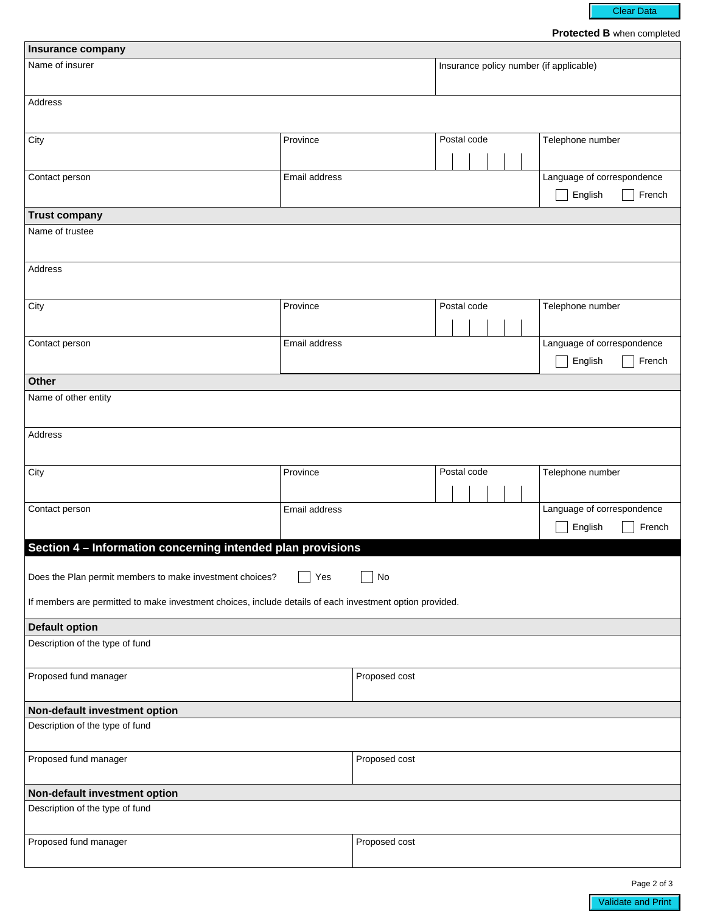**Protected B** when completed

## Insurance company

| Name of insurer | | Insurance policy number (if applicable) | |
|---|---|---|---|
| Address | | | |
| City | Province | Postal code | Telephone number |
| Contact person | Email address | | Language of correspondence ☐ English ☐ French |

## Trust company

| Name of trustee | | | |
|---|---|---|---|
| Address | | | |
| City | Province | Postal code | Telephone number |
| Contact person | Email address | | Language of correspondence ☐ English ☐ French |

## Other

| Name of other entity | | | |
|---|---|---|---|
| Address | | | |
| City | Province | Postal code | Telephone number |
| Contact person | Email address | | Language of correspondence ☐ English ☐ French |

## Section 4 – Information concerning intended plan provisions

Does the Plan permit members to make investment choices? ☐ Yes ☐ No

If members are permitted to make investment choices, include details of each investment option provided.

### Default option

| Description of the type of fund | |
|---|---|
| Proposed fund manager | Proposed cost |

### Non-default investment option

| Description of the type of fund | |
|---|---|
| Proposed fund manager | Proposed cost |

### Non-default investment option

| Description of the type of fund | |
|---|---|
| Proposed fund manager | Proposed cost |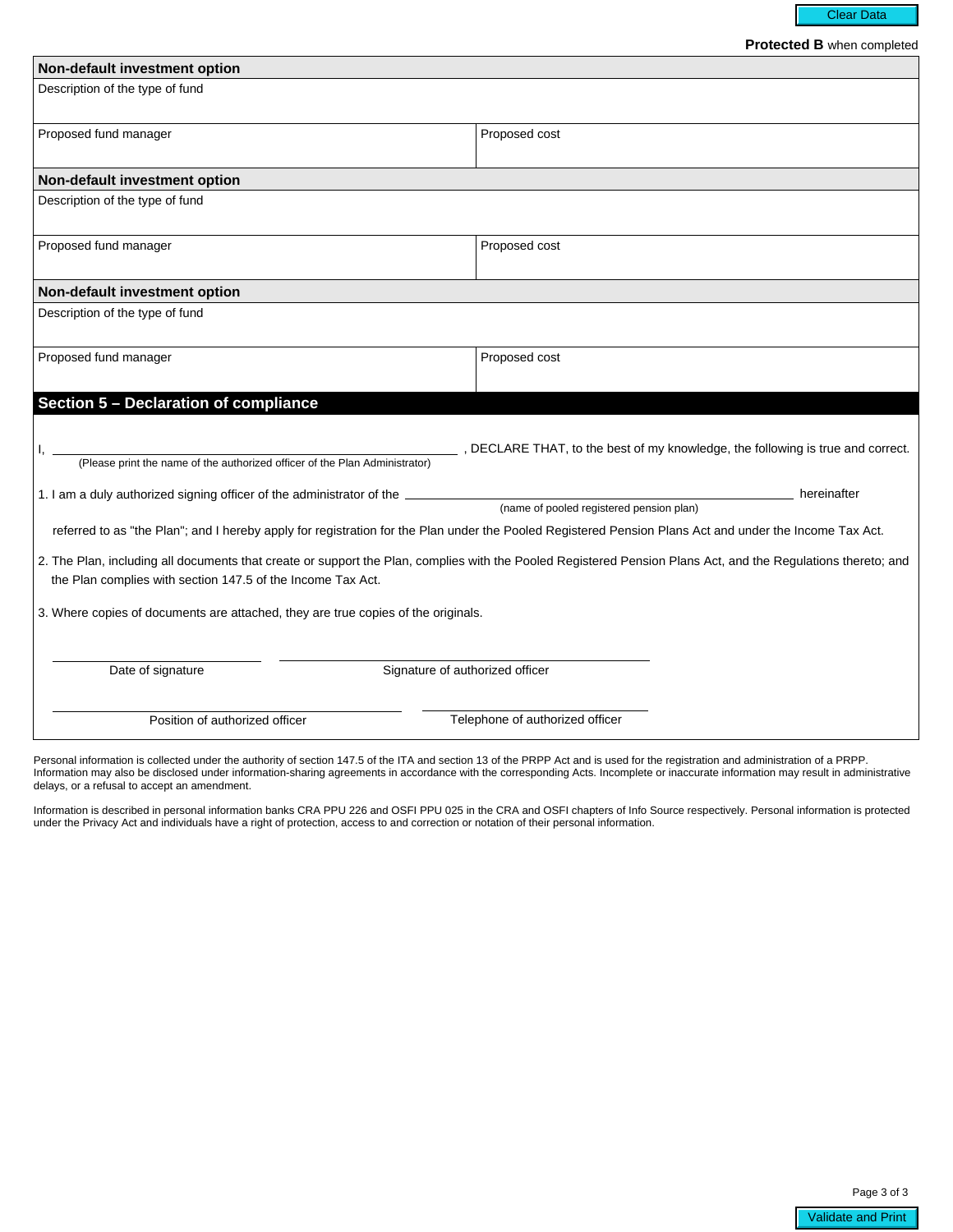Clear Data

**Protected B** when completed

| **Non-default investment option** | |
|---|---|
| Description of the type of fund | |
| Proposed fund manager | Proposed cost |

| **Non-default investment option** | |
|---|---|
| Description of the type of fund | |
| Proposed fund manager | Proposed cost |

| **Non-default investment option** | |
|---|---|
| Description of the type of fund | |
| Proposed fund manager | Proposed cost |

## Section 5 – Declaration of compliance

I, ______________________________ , DECLARE THAT, to the best of my knowledge, the following is true and correct.
(Please print the name of the authorized officer of the Plan Administrator)

1. I am a duly authorized signing officer of the administrator of the ______________________________ hereinafter
(name of pooled registered pension plan)

referred to as "the Plan"; and I hereby apply for registration for the Plan under the Pooled Registered Pension Plans Act and under the Income Tax Act.

2. The Plan, including all documents that create or support the Plan, complies with the Pooled Registered Pension Plans Act, and the Regulations thereto; and the Plan complies with section 147.5 of the Income Tax Act.

3. Where copies of documents are attached, they are true copies of the originals.

______________________ Date of signature

______________________ Signature of authorized officer

______________________ Position of authorized officer

______________________ Telephone of authorized officer

Personal information is collected under the authority of section 147.5 of the ITA and section 13 of the PRPP Act and is used for the registration and administration of a PRPP. Information may also be disclosed under information-sharing agreements in accordance with the corresponding Acts. Incomplete or inaccurate information may result in administrative delays, or a refusal to accept an amendment.

Information is described in personal information banks CRA PPU 226 and OSFI PPU 025 in the CRA and OSFI chapters of Info Source respectively. Personal information is protected under the Privacy Act and individuals have a right of protection, access to and correction or notation of their personal information.

Validate and Print